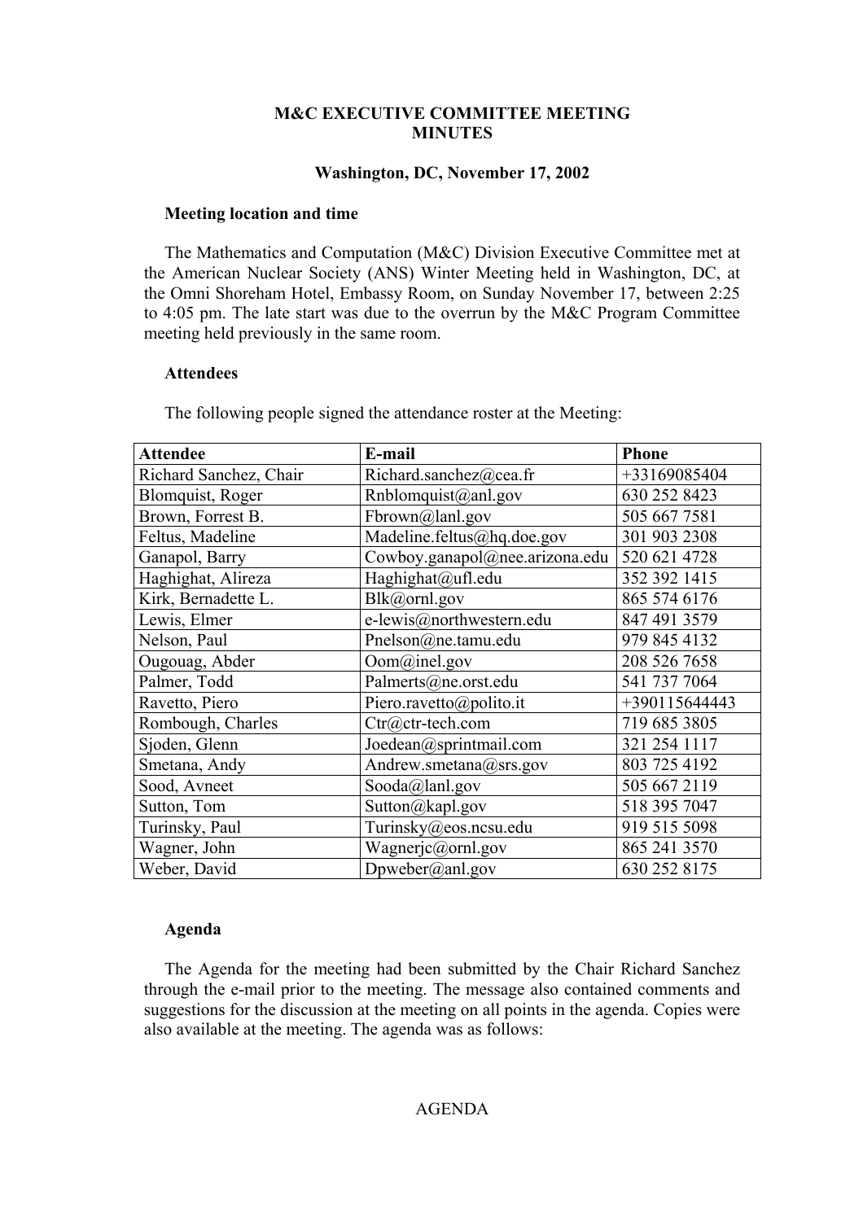# M&C EXECUTIVE COMMITTEE MEETING
# MINUTES

## Washington, DC, November 17, 2002

### Meeting location and time

The Mathematics and Computation (M&C) Division Executive Committee met at the American Nuclear Society (ANS) Winter Meeting held in Washington, DC, at the Omni Shoreham Hotel, Embassy Room, on Sunday November 17, between 2:25 to 4:05 pm. The late start was due to the overrun by the M&C Program Committee meeting held previously in the same room.

### Attendees

The following people signed the attendance roster at the Meeting:

| Attendee | E-mail | Phone |
|---|---|---|
| Richard Sanchez, Chair | Richard.sanchez@cea.fr | +33169085404 |
| Blomquist, Roger | Rnblomquist@anl.gov | 630 252 8423 |
| Brown, Forrest B. | Fbrown@lanl.gov | 505 667 7581 |
| Feltus, Madeline | Madeline.feltus@hq.doe.gov | 301 903 2308 |
| Ganapol, Barry | Cowboy.ganapol@nee.arizona.edu | 520 621 4728 |
| Haghighat, Alireza | Haghighat@ufl.edu | 352 392 1415 |
| Kirk, Bernadette L. | Blk@ornl.gov | 865 574 6176 |
| Lewis, Elmer | e-lewis@northwestern.edu | 847 491 3579 |
| Nelson, Paul | Pnelson@ne.tamu.edu | 979 845 4132 |
| Ougouag, Abder | Oom@inel.gov | 208 526 7658 |
| Palmer, Todd | Palmerts@ne.orst.edu | 541 737 7064 |
| Ravetto, Piero | Piero.ravetto@polito.it | +390115644443 |
| Rombough, Charles | Ctr@ctr-tech.com | 719 685 3805 |
| Sjoden, Glenn | Joedean@sprintmail.com | 321 254 1117 |
| Smetana, Andy | Andrew.smetana@srs.gov | 803 725 4192 |
| Sood, Avneet | Sooda@lanl.gov | 505 667 2119 |
| Sutton, Tom | Sutton@kapl.gov | 518 395 7047 |
| Turinsky, Paul | Turinsky@eos.ncsu.edu | 919 515 5098 |
| Wagner, John | Wagnerjc@ornl.gov | 865 241 3570 |
| Weber, David | Dpweber@anl.gov | 630 252 8175 |

### Agenda

The Agenda for the meeting had been submitted by the Chair Richard Sanchez through the e-mail prior to the meeting. The message also contained comments and suggestions for the discussion at the meeting on all points in the agenda. Copies were also available at the meeting. The agenda was as follows:

AGENDA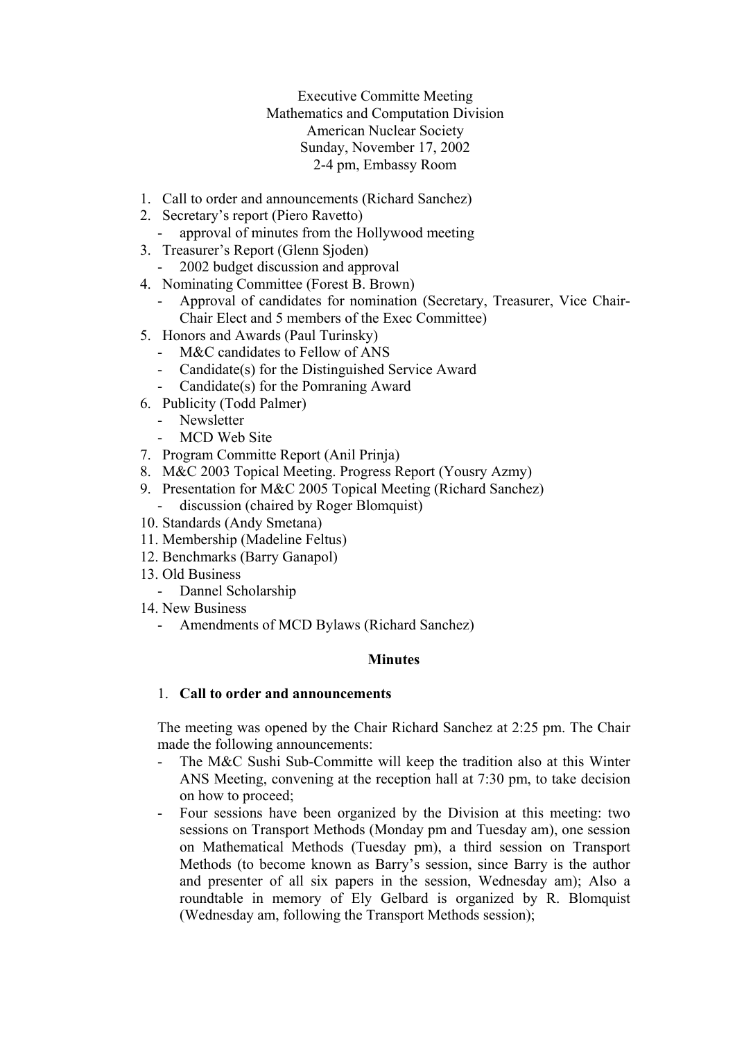Executive Committe Meeting
Mathematics and Computation Division
American Nuclear Society
Sunday, November 17, 2002
2-4 pm, Embassy Room

1. Call to order and announcements (Richard Sanchez)
2. Secretary's report (Piero Ravetto)
   - approval of minutes from the Hollywood meeting
3. Treasurer's Report (Glenn Sjoden)
   - 2002 budget discussion and approval
4. Nominating Committee (Forest B. Brown)
   - Approval of candidates for nomination (Secretary, Treasurer, Vice Chair-Chair Elect and 5 members of the Exec Committee)
5. Honors and Awards (Paul Turinsky)
   - M&C candidates to Fellow of ANS
   - Candidate(s) for the Distinguished Service Award
   - Candidate(s) for the Pomraning Award
6. Publicity (Todd Palmer)
   - Newsletter
   - MCD Web Site
7. Program Committe Report (Anil Prinja)
8. M&C 2003 Topical Meeting. Progress Report (Yousry Azmy)
9. Presentation for M&C 2005 Topical Meeting (Richard Sanchez)
   - discussion (chaired by Roger Blomquist)
10. Standards (Andy Smetana)
11. Membership (Madeline Feltus)
12. Benchmarks (Barry Ganapol)
13. Old Business
    - Dannel Scholarship
14. New Business
    - Amendments of MCD Bylaws (Richard Sanchez)

## Minutes

### 1. Call to order and announcements

The meeting was opened by the Chair Richard Sanchez at 2:25 pm. The Chair made the following announcements:

- The M&C Sushi Sub-Committe will keep the tradition also at this Winter ANS Meeting, convening at the reception hall at 7:30 pm, to take decision on how to proceed;
- Four sessions have been organized by the Division at this meeting: two sessions on Transport Methods (Monday pm and Tuesday am), one session on Mathematical Methods (Tuesday pm), a third session on Transport Methods (to become known as Barry's session, since Barry is the author and presenter of all six papers in the session, Wednesday am); Also a roundtable in memory of Ely Gelbard is organized by R. Blomquist (Wednesday am, following the Transport Methods session);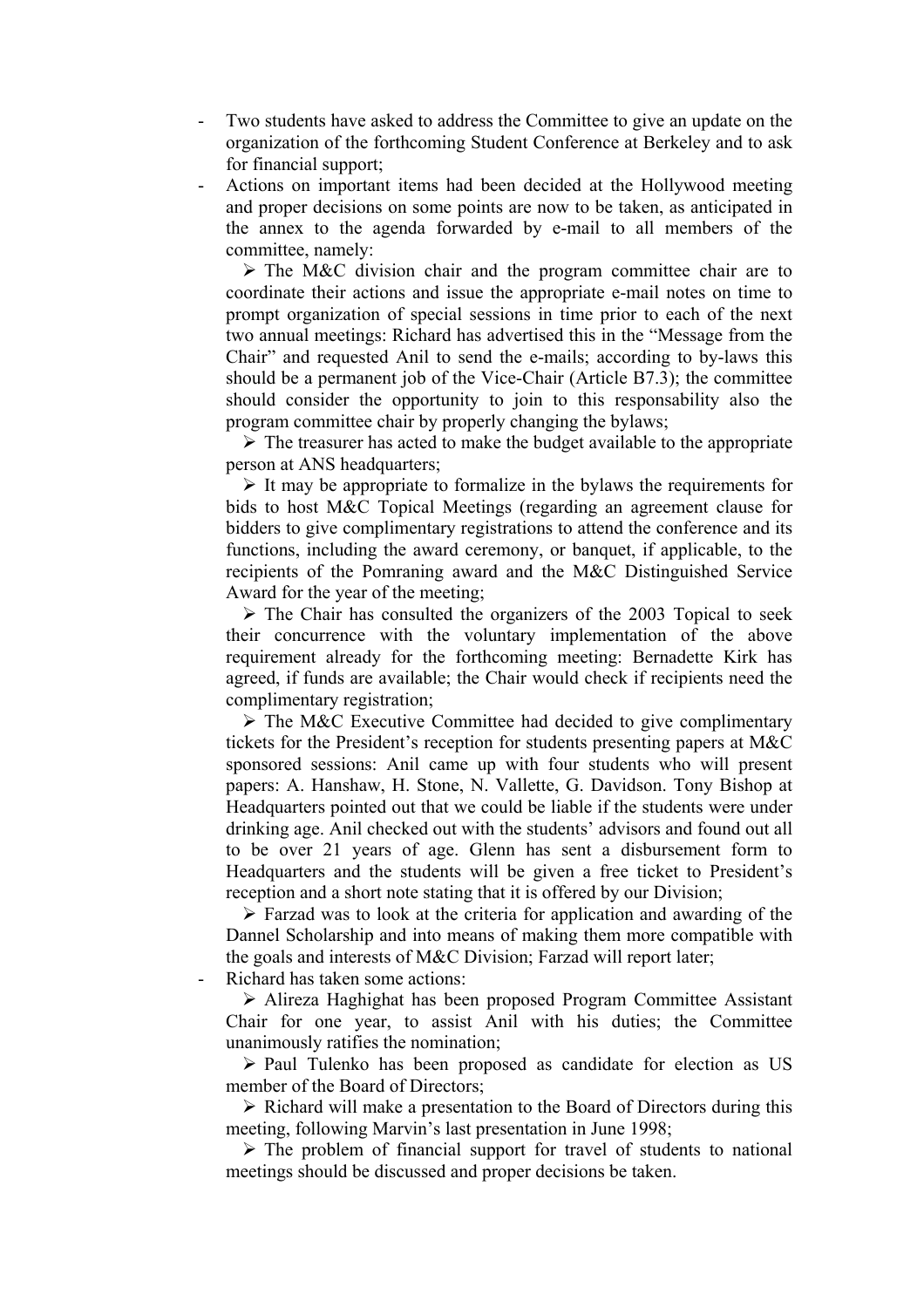- Two students have asked to address the Committee to give an update on the organization of the forthcoming Student Conference at Berkeley and to ask for financial support;
- Actions on important items had been decided at the Hollywood meeting and proper decisions on some points are now to be taken, as anticipated in the annex to the agenda forwarded by e-mail to all members of the committee, namely:
  - ➢ The M&C division chair and the program committee chair are to coordinate their actions and issue the appropriate e-mail notes on time to prompt organization of special sessions in time prior to each of the next two annual meetings: Richard has advertised this in the "Message from the Chair" and requested Anil to send the e-mails; according to by-laws this should be a permanent job of the Vice-Chair (Article B7.3); the committee should consider the opportunity to join to this responsability also the program committee chair by properly changing the bylaws;
  - ➢ The treasurer has acted to make the budget available to the appropriate person at ANS headquarters;
  - ➢ It may be appropriate to formalize in the bylaws the requirements for bids to host M&C Topical Meetings (regarding an agreement clause for bidders to give complimentary registrations to attend the conference and its functions, including the award ceremony, or banquet, if applicable, to the recipients of the Pomraning award and the M&C Distinguished Service Award for the year of the meeting;
  - ➢ The Chair has consulted the organizers of the 2003 Topical to seek their concurrence with the voluntary implementation of the above requirement already for the forthcoming meeting: Bernadette Kirk has agreed, if funds are available; the Chair would check if recipients need the complimentary registration;
  - ➢ The M&C Executive Committee had decided to give complimentary tickets for the President's reception for students presenting papers at M&C sponsored sessions: Anil came up with four students who will present papers: A. Hanshaw, H. Stone, N. Vallette, G. Davidson. Tony Bishop at Headquarters pointed out that we could be liable if the students were under drinking age. Anil checked out with the students' advisors and found out all to be over 21 years of age. Glenn has sent a disbursement form to Headquarters and the students will be given a free ticket to President's reception and a short note stating that it is offered by our Division;
  - ➢ Farzad was to look at the criteria for application and awarding of the Dannel Scholarship and into means of making them more compatible with the goals and interests of M&C Division; Farzad will report later;
- Richard has taken some actions:
  - ➢ Alireza Haghighat has been proposed Program Committee Assistant Chair for one year, to assist Anil with his duties; the Committee unanimously ratifies the nomination;
  - ➢ Paul Tulenko has been proposed as candidate for election as US member of the Board of Directors;
  - ➢ Richard will make a presentation to the Board of Directors during this meeting, following Marvin's last presentation in June 1998;
  - ➢ The problem of financial support for travel of students to national meetings should be discussed and proper decisions be taken.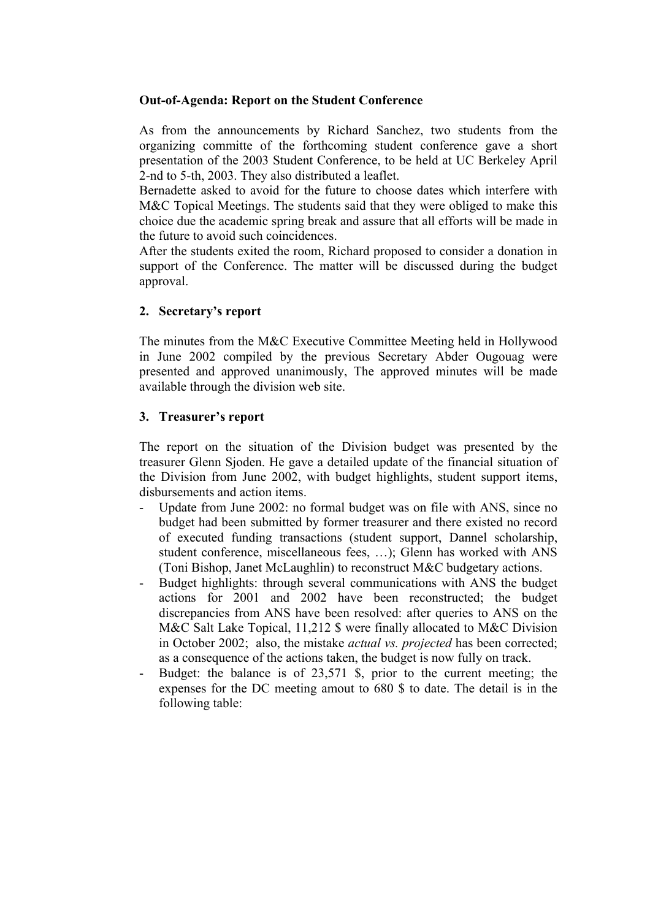**Out-of-Agenda: Report on the Student Conference**

As from the announcements by Richard Sanchez, two students from the organizing committe of the forthcoming student conference gave a short presentation of the 2003 Student Conference, to be held at UC Berkeley April 2-nd to 5-th, 2003. They also distributed a leaflet.
Bernadette asked to avoid for the future to choose dates which interfere with M&C Topical Meetings. The students said that they were obliged to make this choice due the academic spring break and assure that all efforts will be made in the future to avoid such coincidences.
After the students exited the room, Richard proposed to consider a donation in support of the Conference. The matter will be discussed during the budget approval.

**2. Secretary's report**

The minutes from the M&C Executive Committee Meeting held in Hollywood in June 2002 compiled by the previous Secretary Abder Ougouag were presented and approved unanimously, The approved minutes will be made available through the division web site.

**3. Treasurer's report**

The report on the situation of the Division budget was presented by the treasurer Glenn Sjoden. He gave a detailed update of the financial situation of the Division from June 2002, with budget highlights, student support items, disbursements and action items.

- Update from June 2002: no formal budget was on file with ANS, since no budget had been submitted by former treasurer and there existed no record of executed funding transactions (student support, Dannel scholarship, student conference, miscellaneous fees, …); Glenn has worked with ANS (Toni Bishop, Janet McLaughlin) to reconstruct M&C budgetary actions.
- Budget highlights: through several communications with ANS the budget actions for 2001 and 2002 have been reconstructed; the budget discrepancies from ANS have been resolved: after queries to ANS on the M&C Salt Lake Topical, 11,212 $ were finally allocated to M&C Division in October 2002; also, the mistake *actual vs. projected* has been corrected; as a consequence of the actions taken, the budget is now fully on track.
- Budget: the balance is of 23,571 $, prior to the current meeting; the expenses for the DC meeting amout to 680 $ to date. The detail is in the following table: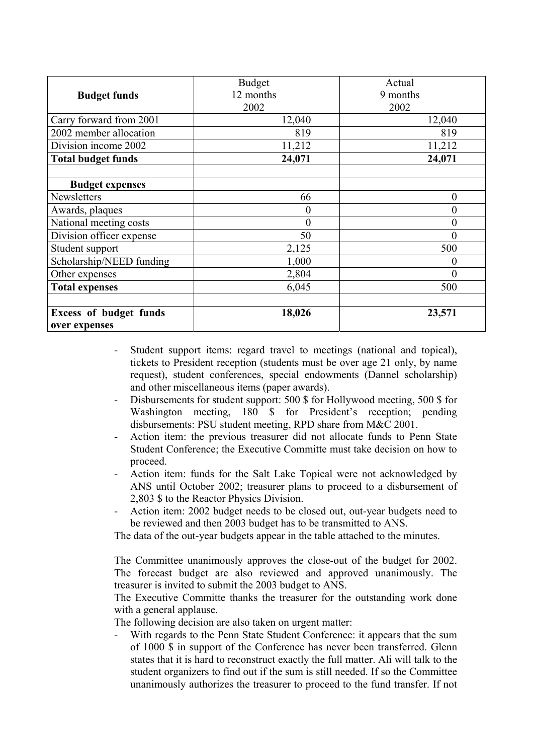| **Budget funds** | Budget 12 months 2002 | Actual 9 months 2002 |
|---|---|---|
| Carry forward from 2001 | 12,040 | 12,040 |
| 2002 member allocation | 819 | 819 |
| Division income 2002 | 11,212 | 11,212 |
| **Total budget funds** | **24,071** | **24,071** |
| | | |
| **Budget expenses** | | |
| Newsletters | 66 | 0 |
| Awards, plaques | 0 | 0 |
| National meeting costs | 0 | 0 |
| Division officer expense | 50 | 0 |
| Student support | 2,125 | 500 |
| Scholarship/NEED funding | 1,000 | 0 |
| Other expenses | 2,804 | 0 |
| **Total expenses** | 6,045 | 500 |
| | | |
| **Excess of budget funds over expenses** | **18,026** | **23,571** |

- Student support items: regard travel to meetings (national and topical), tickets to President reception (students must be over age 21 only, by name request), student conferences, special endowments (Dannel scholarship) and other miscellaneous items (paper awards).
- Disbursements for student support: 500 $ for Hollywood meeting, 500 $ for Washington meeting, 180 $ for President's reception; pending disbursements: PSU student meeting, RPD share from M&C 2001.
- Action item: the previous treasurer did not allocate funds to Penn State Student Conference; the Executive Committe must take decision on how to proceed.
- Action item: funds for the Salt Lake Topical were not acknowledged by ANS until October 2002; treasurer plans to proceed to a disbursement of 2,803 $ to the Reactor Physics Division.
- Action item: 2002 budget needs to be closed out, out-year budgets need to be reviewed and then 2003 budget has to be transmitted to ANS.

The data of the out-year budgets appear in the table attached to the minutes.

The Committee unanimously approves the close-out of the budget for 2002. The forecast budget are also reviewed and approved unanimously. The treasurer is invited to submit the 2003 budget to ANS.

The Executive Committe thanks the treasurer for the outstanding work done with a general applause.

The following decision are also taken on urgent matter:

- With regards to the Penn State Student Conference: it appears that the sum of 1000 $ in support of the Conference has never been transferred. Glenn states that it is hard to reconstruct exactly the full matter. Ali will talk to the student organizers to find out if the sum is still needed. If so the Committee unanimously authorizes the treasurer to proceed to the fund transfer. If not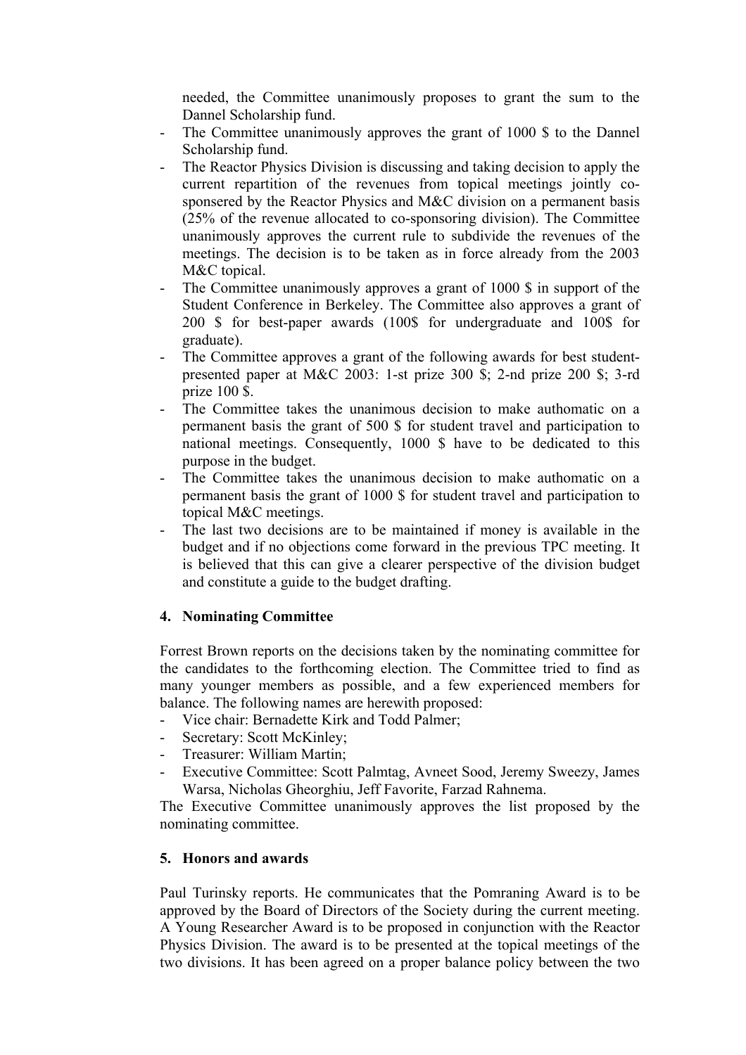needed, the Committee unanimously proposes to grant the sum to the Dannel Scholarship fund.

- The Committee unanimously approves the grant of 1000 $ to the Dannel Scholarship fund.
- The Reactor Physics Division is discussing and taking decision to apply the current repartition of the revenues from topical meetings jointly co-sponsered by the Reactor Physics and M&C division on a permanent basis (25% of the revenue allocated to co-sponsoring division). The Committee unanimously approves the current rule to subdivide the revenues of the meetings. The decision is to be taken as in force already from the 2003 M&C topical.
- The Committee unanimously approves a grant of 1000 $ in support of the Student Conference in Berkeley. The Committee also approves a grant of 200 $ for best-paper awards (100$ for undergraduate and 100$ for graduate).
- The Committee approves a grant of the following awards for best student-presented paper at M&C 2003: 1-st prize 300 $; 2-nd prize 200 $; 3-rd prize 100 $.
- The Committee takes the unanimous decision to make authomatic on a permanent basis the grant of 500 $ for student travel and participation to national meetings. Consequently, 1000 $ have to be dedicated to this purpose in the budget.
- The Committee takes the unanimous decision to make authomatic on a permanent basis the grant of 1000 $ for student travel and participation to topical M&C meetings.
- The last two decisions are to be maintained if money is available in the budget and if no objections come forward in the previous TPC meeting. It is believed that this can give a clearer perspective of the division budget and constitute a guide to the budget drafting.

## 4. Nominating Committee

Forrest Brown reports on the decisions taken by the nominating committee for the candidates to the forthcoming election. The Committee tried to find as many younger members as possible, and a few experienced members for balance. The following names are herewith proposed:

- Vice chair: Bernadette Kirk and Todd Palmer;
- Secretary: Scott McKinley;
- Treasurer: William Martin;
- Executive Committee: Scott Palmtag, Avneet Sood, Jeremy Sweezy, James Warsa, Nicholas Gheorghiu, Jeff Favorite, Farzad Rahnema.

The Executive Committee unanimously approves the list proposed by the nominating committee.

## 5. Honors and awards

Paul Turinsky reports. He communicates that the Pomraning Award is to be approved by the Board of Directors of the Society during the current meeting. A Young Researcher Award is to be proposed in conjunction with the Reactor Physics Division. The award is to be presented at the topical meetings of the two divisions. It has been agreed on a proper balance policy between the two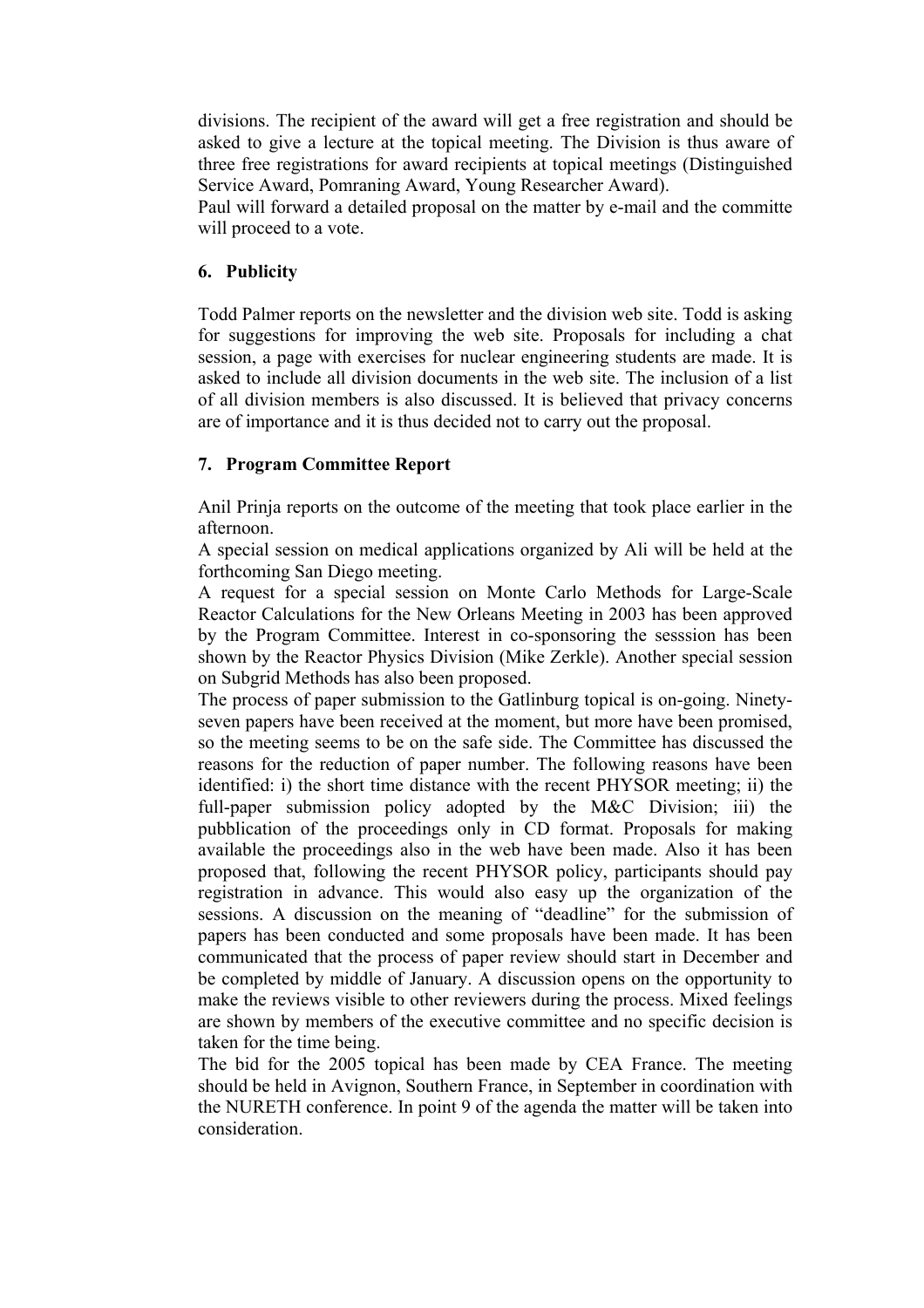divisions. The recipient of the award will get a free registration and should be asked to give a lecture at the topical meeting. The Division is thus aware of three free registrations for award recipients at topical meetings (Distinguished Service Award, Pomraning Award, Young Researcher Award).
Paul will forward a detailed proposal on the matter by e-mail and the committe will proceed to a vote.

## 6. Publicity

Todd Palmer reports on the newsletter and the division web site. Todd is asking for suggestions for improving the web site. Proposals for including a chat session, a page with exercises for nuclear engineering students are made. It is asked to include all division documents in the web site. The inclusion of a list of all division members is also discussed. It is believed that privacy concerns are of importance and it is thus decided not to carry out the proposal.

## 7. Program Committee Report

Anil Prinja reports on the outcome of the meeting that took place earlier in the afternoon.
A special session on medical applications organized by Ali will be held at the forthcoming San Diego meeting.
A request for a special session on Monte Carlo Methods for Large-Scale Reactor Calculations for the New Orleans Meeting in 2003 has been approved by the Program Committee. Interest in co-sponsoring the sesssion has been shown by the Reactor Physics Division (Mike Zerkle). Another special session on Subgrid Methods has also been proposed.
The process of paper submission to the Gatlinburg topical is on-going. Ninety-seven papers have been received at the moment, but more have been promised, so the meeting seems to be on the safe side. The Committee has discussed the reasons for the reduction of paper number. The following reasons have been identified: i) the short time distance with the recent PHYSOR meeting; ii) the full-paper submission policy adopted by the M&C Division; iii) the pubblication of the proceedings only in CD format. Proposals for making available the proceedings also in the web have been made. Also it has been proposed that, following the recent PHYSOR policy, participants should pay registration in advance. This would also easy up the organization of the sessions. A discussion on the meaning of "deadline" for the submission of papers has been conducted and some proposals have been made. It has been communicated that the process of paper review should start in December and be completed by middle of January. A discussion opens on the opportunity to make the reviews visible to other reviewers during the process. Mixed feelings are shown by members of the executive committee and no specific decision is taken for the time being.
The bid for the 2005 topical has been made by CEA France. The meeting should be held in Avignon, Southern France, in September in coordination with the NURETH conference. In point 9 of the agenda the matter will be taken into consideration.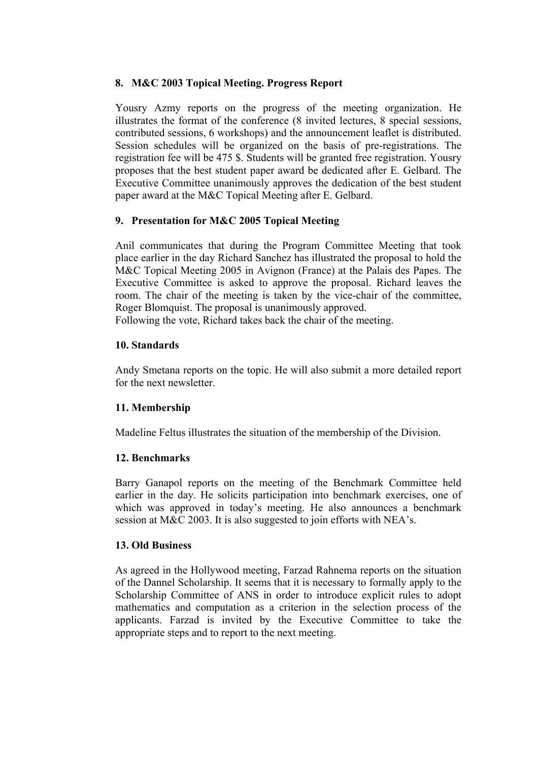### 8. M&C 2003 Topical Meeting. Progress Report

Yousry Azmy reports on the progress of the meeting organization. He illustrates the format of the conference (8 invited lectures, 8 special sessions, contributed sessions, 6 workshops) and the announcement leaflet is distributed. Session schedules will be organized on the basis of pre-registrations. The registration fee will be 475 $. Students will be granted free registration. Yousry proposes that the best student paper award be dedicated after E. Gelbard. The Executive Committee unanimously approves the dedication of the best student paper award at the M&C Topical Meeting after E. Gelbard.

### 9. Presentation for M&C 2005 Topical Meeting

Anil communicates that during the Program Committee Meeting that took place earlier in the day Richard Sanchez has illustrated the proposal to hold the M&C Topical Meeting 2005 in Avignon (France) at the Palais des Papes. The Executive Committee is asked to approve the proposal. Richard leaves the room. The chair of the meeting is taken by the vice-chair of the committee, Roger Blomquist. The proposal is unanimously approved.
Following the vote, Richard takes back the chair of the meeting.

### 10. Standards

Andy Smetana reports on the topic. He will also submit a more detailed report for the next newsletter.

### 11. Membership

Madeline Feltus illustrates the situation of the membership of the Division.

### 12. Benchmarks

Barry Ganapol reports on the meeting of the Benchmark Committee held earlier in the day. He solicits participation into benchmark exercises, one of which was approved in today's meeting. He also announces a benchmark session at M&C 2003. It is also suggested to join efforts with NEA's.

### 13. Old Business

As agreed in the Hollywood meeting, Farzad Rahnema reports on the situation of the Dannel Scholarship. It seems that it is necessary to formally apply to the Scholarship Committee of ANS in order to introduce explicit rules to adopt mathematics and computation as a criterion in the selection process of the applicants. Farzad is invited by the Executive Committee to take the appropriate steps and to report to the next meeting.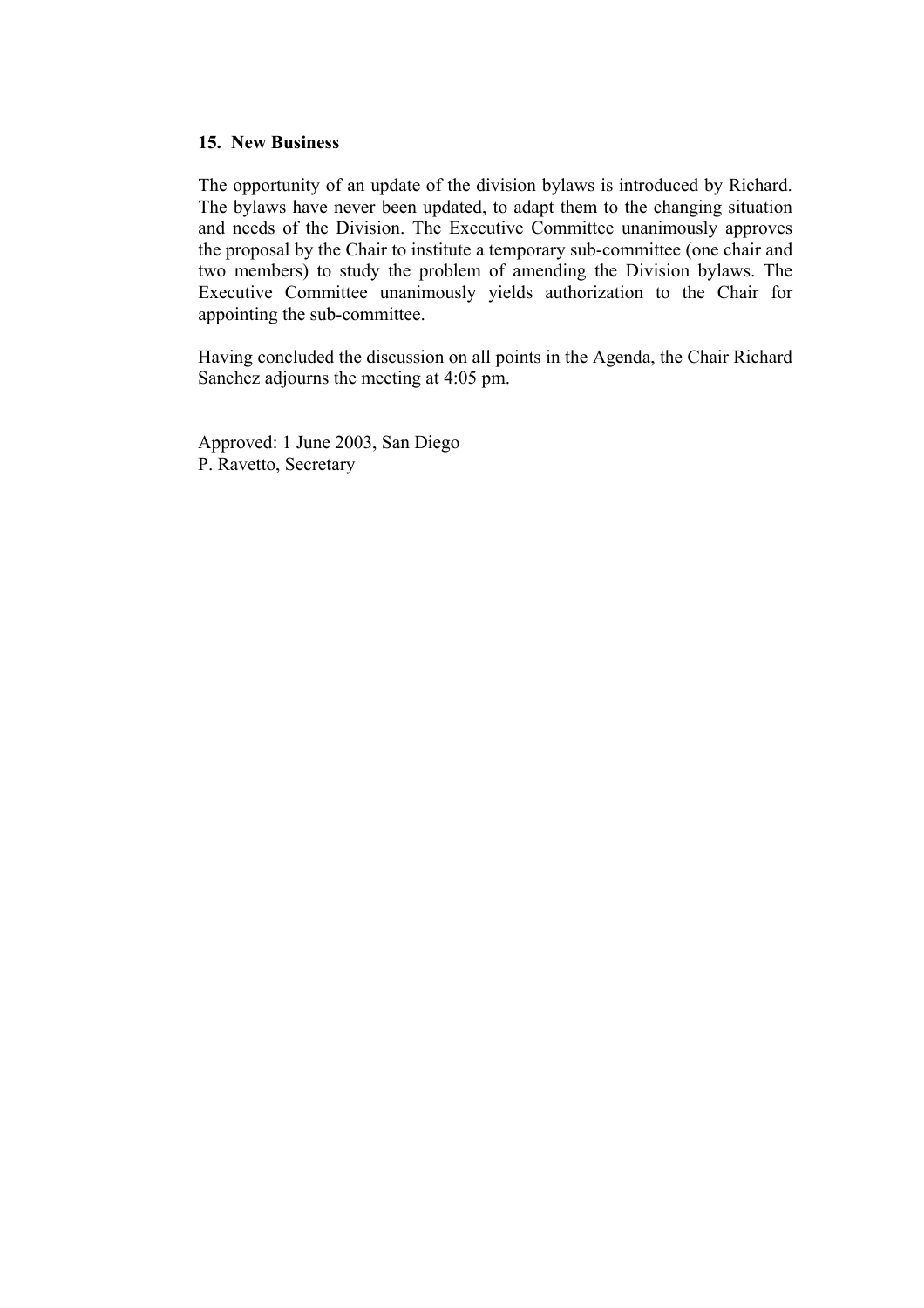## 15. New Business

The opportunity of an update of the division bylaws is introduced by Richard. The bylaws have never been updated, to adapt them to the changing situation and needs of the Division. The Executive Committee unanimously approves the proposal by the Chair to institute a temporary sub-committee (one chair and two members) to study the problem of amending the Division bylaws. The Executive Committee unanimously yields authorization to the Chair for appointing the sub-committee.

Having concluded the discussion on all points in the Agenda, the Chair Richard Sanchez adjourns the meeting at 4:05 pm.

Approved: 1 June 2003, San Diego
P. Ravetto, Secretary